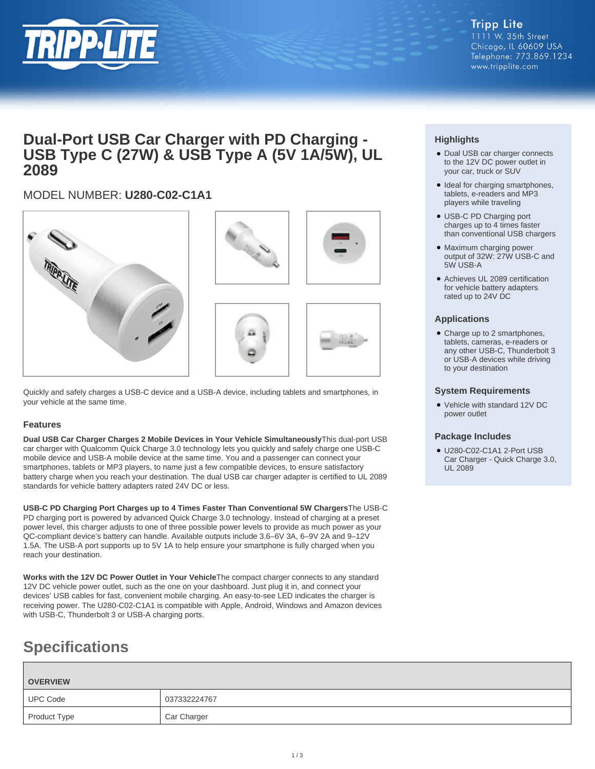Tripp Lite
1111 W. 35th Street
Chicago, IL 60609 USA
Telephone: 773.869.1234
www.tripplite.com

# Dual-Port USB Car Charger with PD Charging - USB Type C (27W) & USB Type A (5V 1A/5W), UL 2089

MODEL NUMBER: **U280-C02-C1A1**

Quickly and safely charges a USB-C device and a USB-A device, including tablets and smartphones, in your vehicle at the same time.

### Features

**Dual USB Car Charger Charges 2 Mobile Devices in Your Vehicle Simultaneously**This dual-port USB car charger with Qualcomm Quick Charge 3.0 technology lets you quickly and safely charge one USB-C mobile device and USB-A mobile device at the same time. You and a passenger can connect your smartphones, tablets or MP3 players, to name just a few compatible devices, to ensure satisfactory battery charge when you reach your destination. The dual USB car charger adapter is certified to UL 2089 standards for vehicle battery adapters rated 24V DC or less.

**USB-C PD Charging Port Charges up to 4 Times Faster Than Conventional 5W Chargers**The USB-C PD charging port is powered by advanced Quick Charge 3.0 technology. Instead of charging at a preset power level, this charger adjusts to one of three possible power levels to provide as much power as your QC-compliant device's battery can handle. Available outputs include 3.6–6V 3A, 6–9V 2A and 9–12V 1.5A. The USB-A port supports up to 5V 1A to help ensure your smartphone is fully charged when you reach your destination.

**Works with the 12V DC Power Outlet in Your Vehicle**The compact charger connects to any standard 12V DC vehicle power outlet, such as the one on your dashboard. Just plug it in, and connect your devices' USB cables for fast, convenient mobile charging. An easy-to-see LED indicates the charger is receiving power. The U280-C02-C1A1 is compatible with Apple, Android, Windows and Amazon devices with USB-C, Thunderbolt 3 or USB-A charging ports.

### Highlights

- Dual USB car charger connects to the 12V DC power outlet in your car, truck or SUV
- Ideal for charging smartphones, tablets, e-readers and MP3 players while traveling
- USB-C PD Charging port charges up to 4 times faster than conventional USB chargers
- Maximum charging power output of 32W: 27W USB-C and 5W USB-A
- Achieves UL 2089 certification for vehicle battery adapters rated up to 24V DC

### Applications

- Charge up to 2 smartphones, tablets, cameras, e-readers or any other USB-C, Thunderbolt 3 or USB-A devices while driving to your destination

### System Requirements

- Vehicle with standard 12V DC power outlet

### Package Includes

- U280-C02-C1A1 2-Port USB Car Charger - Quick Charge 3.0, UL 2089

## Specifications

| OVERVIEW | |
|---|---|
| UPC Code | 037332224767 |
| Product Type | Car Charger |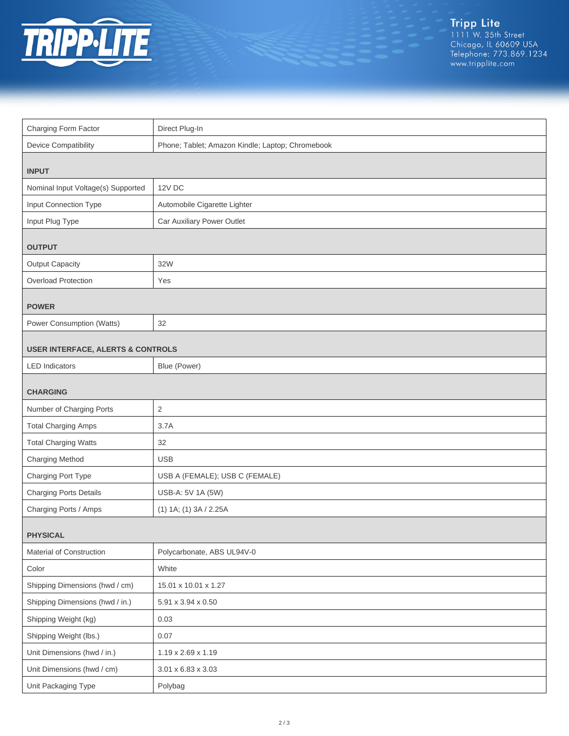| | |
|---|---|
| Charging Form Factor | Direct Plug-In |
| Device Compatibility | Phone; Tablet; Amazon Kindle; Laptop; Chromebook |
| **INPUT** | |
| Nominal Input Voltage(s) Supported | 12V DC |
| Input Connection Type | Automobile Cigarette Lighter |
| Input Plug Type | Car Auxiliary Power Outlet |
| **OUTPUT** | |
| Output Capacity | 32W |
| Overload Protection | Yes |
| **POWER** | |
| Power Consumption (Watts) | 32 |
| **USER INTERFACE, ALERTS & CONTROLS** | |
| LED Indicators | Blue (Power) |
| **CHARGING** | |
| Number of Charging Ports | 2 |
| Total Charging Amps | 3.7A |
| Total Charging Watts | 32 |
| Charging Method | USB |
| Charging Port Type | USB A (FEMALE); USB C (FEMALE) |
| Charging Ports Details | USB-A: 5V 1A (5W) |
| Charging Ports / Amps | (1) 1A; (1) 3A / 2.25A |
| **PHYSICAL** | |
| Material of Construction | Polycarbonate, ABS UL94V-0 |
| Color | White |
| Shipping Dimensions (hwd / cm) | 15.01 x 10.01 x 1.27 |
| Shipping Dimensions (hwd / in.) | 5.91 x 3.94 x 0.50 |
| Shipping Weight (kg) | 0.03 |
| Shipping Weight (lbs.) | 0.07 |
| Unit Dimensions (hwd / in.) | 1.19 x 2.69 x 1.19 |
| Unit Dimensions (hwd / cm) | 3.01 x 6.83 x 3.03 |
| Unit Packaging Type | Polybag |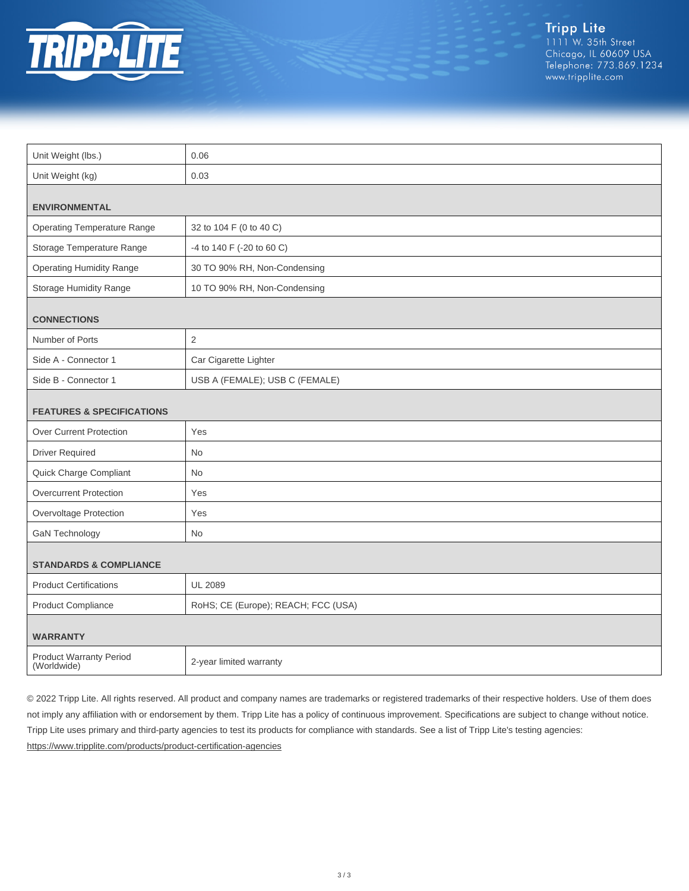| | |
|---|---|
| Unit Weight (lbs.) | 0.06 |
| Unit Weight (kg) | 0.03 |
| **ENVIRONMENTAL** | |
| Operating Temperature Range | 32 to 104 F (0 to 40 C) |
| Storage Temperature Range | -4 to 140 F (-20 to 60 C) |
| Operating Humidity Range | 30 TO 90% RH, Non-Condensing |
| Storage Humidity Range | 10 TO 90% RH, Non-Condensing |
| **CONNECTIONS** | |
| Number of Ports | 2 |
| Side A - Connector 1 | Car Cigarette Lighter |
| Side B - Connector 1 | USB A (FEMALE); USB C (FEMALE) |
| **FEATURES & SPECIFICATIONS** | |
| Over Current Protection | Yes |
| Driver Required | No |
| Quick Charge Compliant | No |
| Overcurrent Protection | Yes |
| Overvoltage Protection | Yes |
| GaN Technology | No |
| **STANDARDS & COMPLIANCE** | |
| Product Certifications | UL 2089 |
| Product Compliance | RoHS; CE (Europe); REACH; FCC (USA) |
| **WARRANTY** | |
| Product Warranty Period (Worldwide) | 2-year limited warranty |

© 2022 Tripp Lite. All rights reserved. All product and company names are trademarks or registered trademarks of their respective holders. Use of them does not imply any affiliation with or endorsement by them. Tripp Lite has a policy of continuous improvement. Specifications are subject to change without notice. Tripp Lite uses primary and third-party agencies to test its products for compliance with standards. See a list of Tripp Lite's testing agencies: https://www.tripplite.com/products/product-certification-agencies